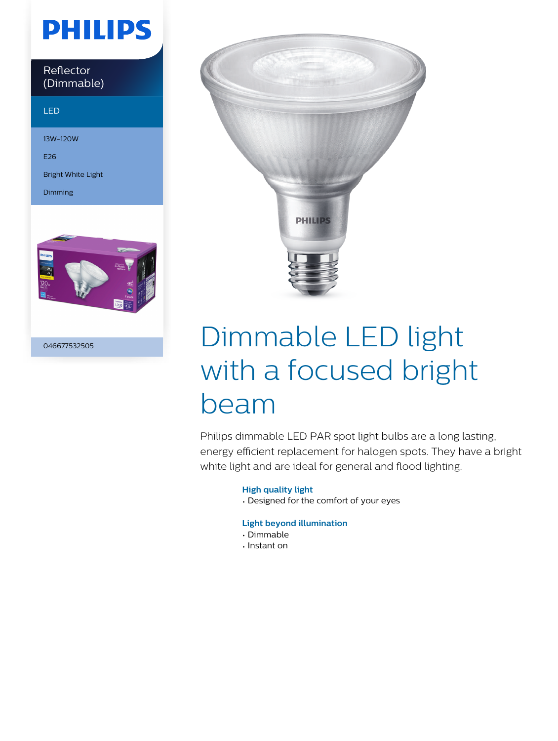# PHILIPS

Reflector (Dimmable)

LED

13W-120W

E26

Bright White Light

Dimming

046677532505

# Dimmable LED light with a focused bright beam

Philips dimmable LED PAR spot light bulbs are a long lasting, energy efficient replacement for halogen spots. They have a bright white light and are ideal for general and flood lighting.

**High quality light**
- Designed for the comfort of your eyes

**Light beyond illumination**
- Dimmable
- Instant on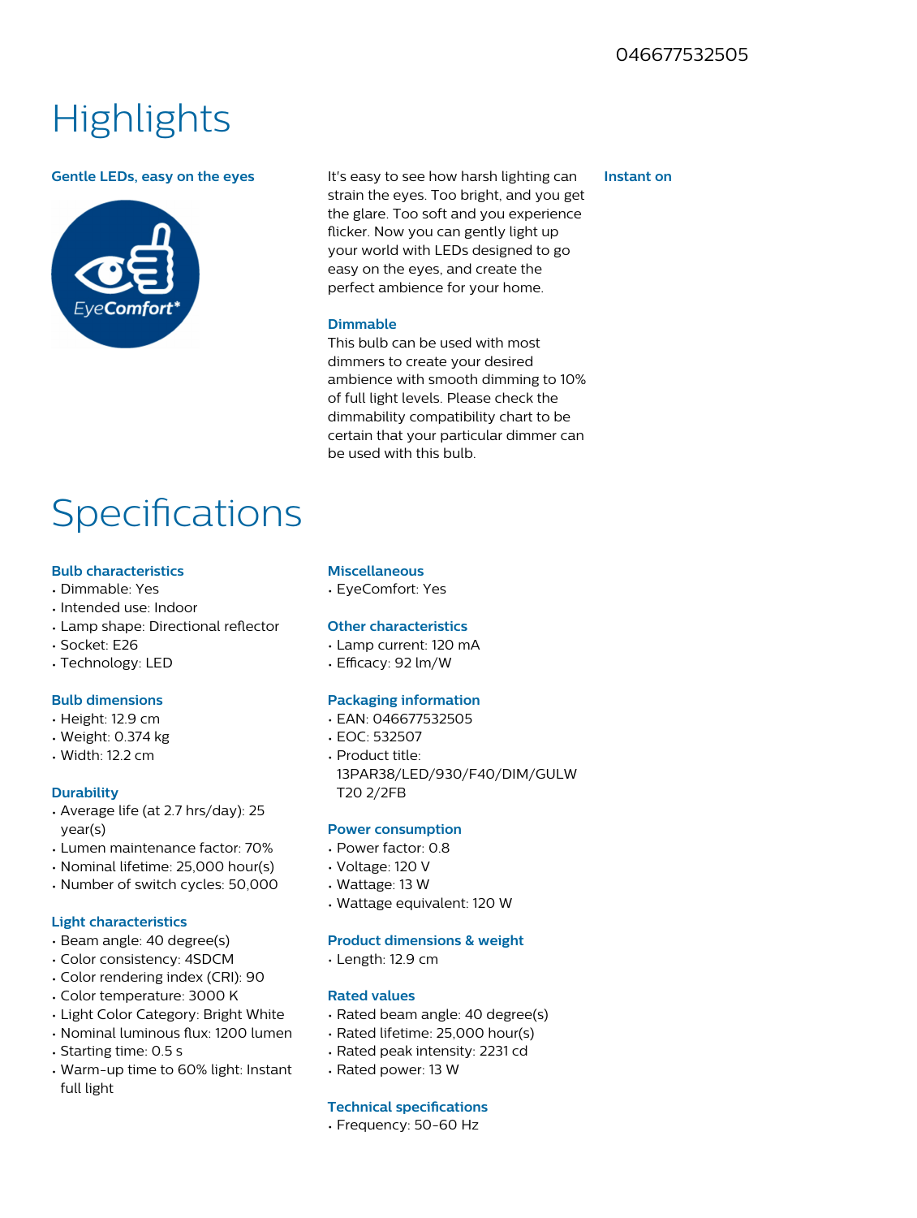046677532505

# Highlights

### Gentle LEDs, easy on the eyes

It's easy to see how harsh lighting can strain the eyes. Too bright, and you get the glare. Too soft and you experience flicker. Now you can gently light up your world with LEDs designed to go easy on the eyes, and create the perfect ambience for your home.

### Dimmable

This bulb can be used with most dimmers to create your desired ambience with smooth dimming to 10% of full light levels. Please check the dimmability compatibility chart to be certain that your particular dimmer can be used with this bulb.

### Instant on

# Specifications

### Bulb characteristics

- Dimmable: Yes
- Intended use: Indoor
- Lamp shape: Directional reflector
- Socket: E26
- Technology: LED

### Bulb dimensions

- Height: 12.9 cm
- Weight: 0.374 kg
- Width: 12.2 cm

### Durability

- Average life (at 2.7 hrs/day): 25 year(s)
- Lumen maintenance factor: 70%
- Nominal lifetime: 25,000 hour(s)
- Number of switch cycles: 50,000

### Light characteristics

- Beam angle: 40 degree(s)
- Color consistency: 4SDCM
- Color rendering index (CRI): 90
- Color temperature: 3000 K
- Light Color Category: Bright White
- Nominal luminous flux: 1200 lumen
- Starting time: 0.5 s
- Warm-up time to 60% light: Instant full light

### Miscellaneous

- EyeComfort: Yes

### Other characteristics

- Lamp current: 120 mA
- Efficacy: 92 lm/W

### Packaging information

- EAN: 046677532505
- EOC: 532507
- Product title: 13PAR38/LED/930/F40/DIM/GULW T20 2/2FB

### Power consumption

- Power factor: 0.8
- Voltage: 120 V
- Wattage: 13 W
- Wattage equivalent: 120 W

### Product dimensions & weight

- Length: 12.9 cm

### Rated values

- Rated beam angle: 40 degree(s)
- Rated lifetime: 25,000 hour(s)
- Rated peak intensity: 2231 cd
- Rated power: 13 W

### Technical specifications

- Frequency: 50-60 Hz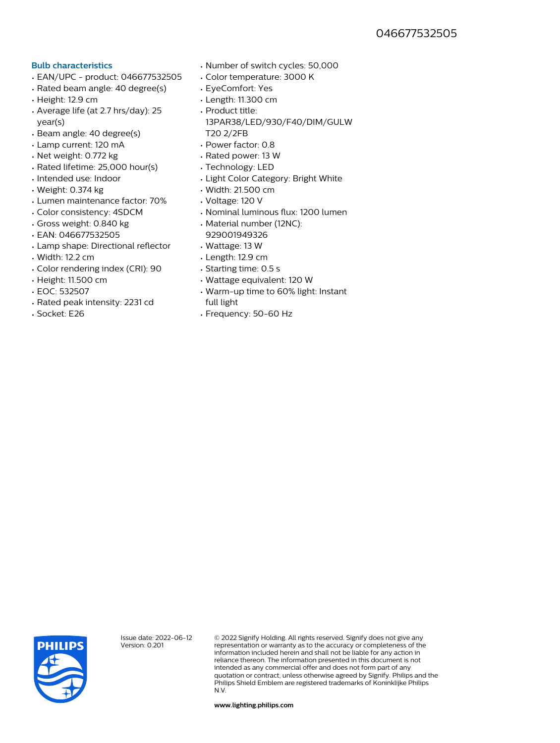## Bulb characteristics

- EAN/UPC - product: 046677532505
- Rated beam angle: 40 degree(s)
- Height: 12.9 cm
- Average life (at 2.7 hrs/day): 25 year(s)
- Beam angle: 40 degree(s)
- Lamp current: 120 mA
- Net weight: 0.772 kg
- Rated lifetime: 25,000 hour(s)
- Intended use: Indoor
- Weight: 0.374 kg
- Lumen maintenance factor: 70%
- Color consistency: 4SDCM
- Gross weight: 0.840 kg
- EAN: 046677532505
- Lamp shape: Directional reflector
- Width: 12.2 cm
- Color rendering index (CRI): 90
- Height: 11.500 cm
- EOC: 532507
- Rated peak intensity: 2231 cd
- Socket: E26
- Number of switch cycles: 50,000
- Color temperature: 3000 K
- EyeComfort: Yes
- Length: 11.300 cm
- Product title: 13PAR38/LED/930/F40/DIM/GULW T20 2/2FB
- Power factor: 0.8
- Rated power: 13 W
- Technology: LED
- Light Color Category: Bright White
- Width: 21.500 cm
- Voltage: 120 V
- Nominal luminous flux: 1200 lumen
- Material number (12NC): 929001949326
- Wattage: 13 W
- Length: 12.9 cm
- Starting time: 0.5 s
- Wattage equivalent: 120 W
- Warm-up time to 60% light: Instant full light
- Frequency: 50-60 Hz

Issue date: 2022-06-12
Version: 0.201

© 2022 Signify Holding. All rights reserved. Signify does not give any representation or warranty as to the accuracy or completeness of the information included herein and shall not be liable for any action in reliance thereon. The information presented in this document is not intended as any commercial offer and does not form part of any quotation or contract, unless otherwise agreed by Signify. Philips and the Philips Shield Emblem are registered trademarks of Koninklijke Philips N.V.

**www.lighting.philips.com**